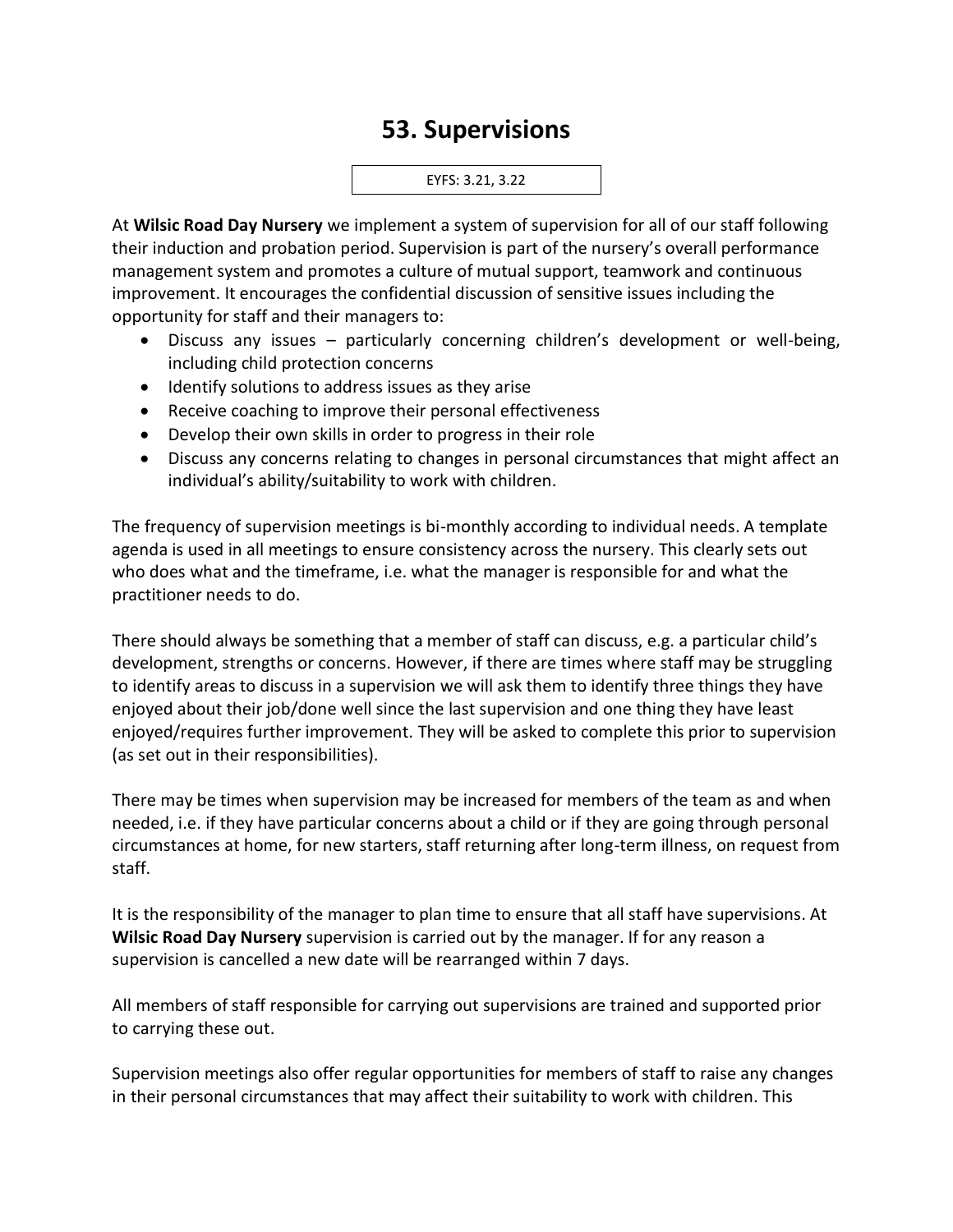# 53. Supervisions

EYFS: 3.21, 3.22

At **Wilsic Road Day Nursery** we implement a system of supervision for all of our staff following their induction and probation period. Supervision is part of the nursery's overall performance management system and promotes a culture of mutual support, teamwork and continuous improvement. It encourages the confidential discussion of sensitive issues including the opportunity for staff and their managers to:

- Discuss any issues – particularly concerning children's development or well-being, including child protection concerns
- Identify solutions to address issues as they arise
- Receive coaching to improve their personal effectiveness
- Develop their own skills in order to progress in their role
- Discuss any concerns relating to changes in personal circumstances that might affect an individual's ability/suitability to work with children.

The frequency of supervision meetings is bi-monthly according to individual needs. A template agenda is used in all meetings to ensure consistency across the nursery. This clearly sets out who does what and the timeframe, i.e. what the manager is responsible for and what the practitioner needs to do.

There should always be something that a member of staff can discuss, e.g. a particular child's development, strengths or concerns. However, if there are times where staff may be struggling to identify areas to discuss in a supervision we will ask them to identify three things they have enjoyed about their job/done well since the last supervision and one thing they have least enjoyed/requires further improvement. They will be asked to complete this prior to supervision (as set out in their responsibilities).

There may be times when supervision may be increased for members of the team as and when needed, i.e. if they have particular concerns about a child or if they are going through personal circumstances at home, for new starters, staff returning after long-term illness, on request from staff.

It is the responsibility of the manager to plan time to ensure that all staff have supervisions. At **Wilsic Road Day Nursery** supervision is carried out by the manager. If for any reason a supervision is cancelled a new date will be rearranged within 7 days.

All members of staff responsible for carrying out supervisions are trained and supported prior to carrying these out.

Supervision meetings also offer regular opportunities for members of staff to raise any changes in their personal circumstances that may affect their suitability to work with children. This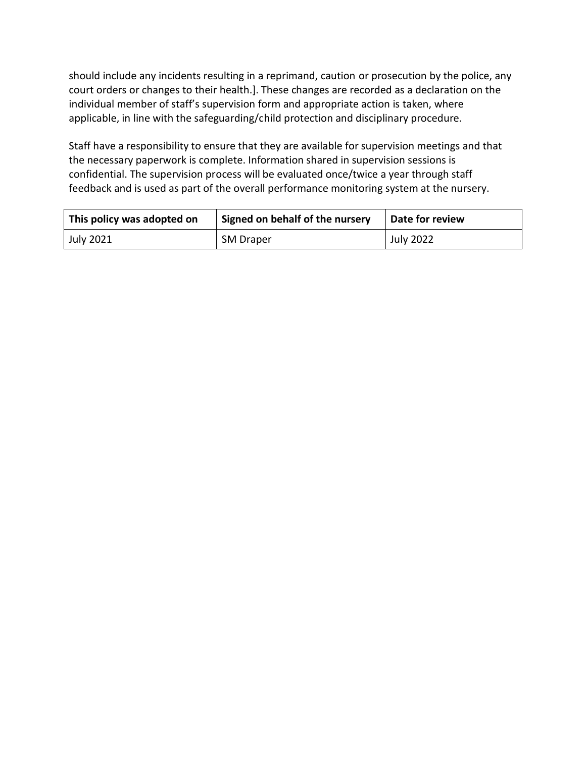should include any incidents resulting in a reprimand, caution or prosecution by the police, any court orders or changes to their health.]. These changes are recorded as a declaration on the individual member of staff's supervision form and appropriate action is taken, where applicable, in line with the safeguarding/child protection and disciplinary procedure.

Staff have a responsibility to ensure that they are available for supervision meetings and that the necessary paperwork is complete. Information shared in supervision sessions is confidential. The supervision process will be evaluated once/twice a year through staff feedback and is used as part of the overall performance monitoring system at the nursery.

| **This policy was adopted on** | **Signed on behalf of the nursery** | **Date for review** |
|---|---|---|
| July 2021 | SM Draper | July 2022 |